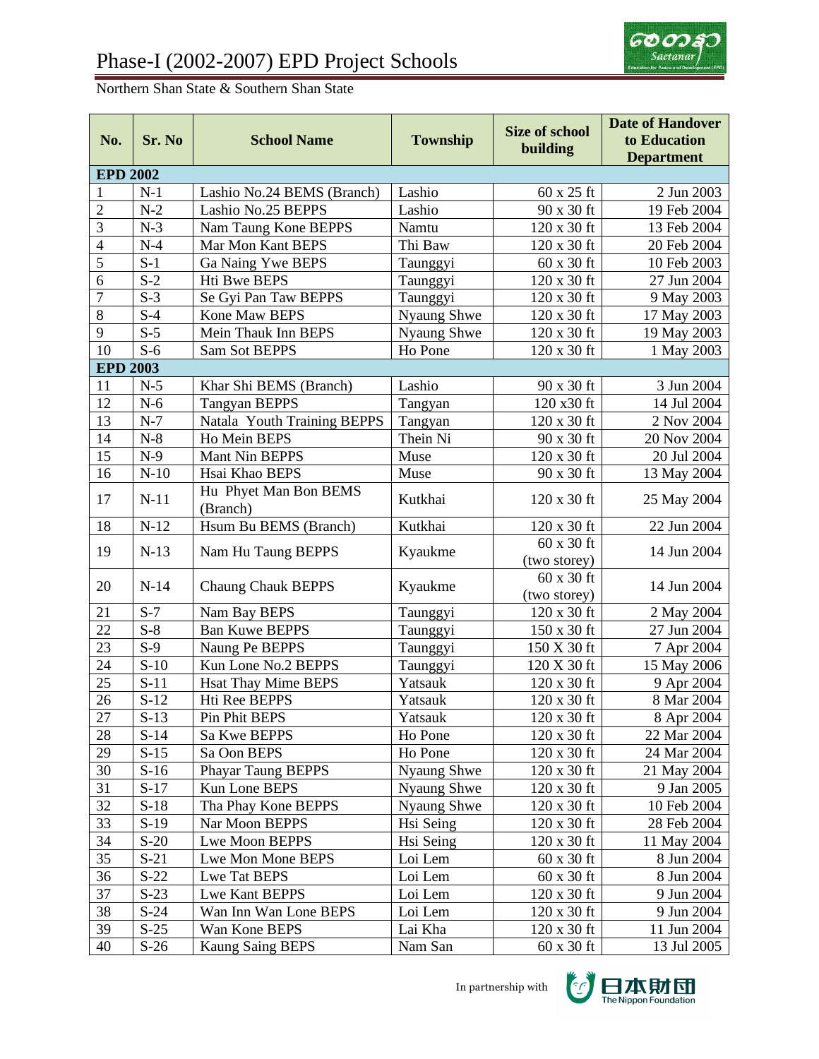# Phase-I (2002-2007) EPD Project Schools

Northern Shan State & Southern Shan State

| No. | Sr. No | School Name | Township | Size of school building | Date of Handover to Education Department |
|---|---|---|---|---|---|
| **EPD 2002** | | | | | |
| 1 | N-1 | Lashio No.24 BEMS (Branch) | Lashio | 60 x 25 ft | 2 Jun 2003 |
| 2 | N-2 | Lashio No.25 BEPPS | Lashio | 90 x 30 ft | 19 Feb 2004 |
| 3 | N-3 | Nam Taung Kone BEPPS | Namtu | 120 x 30 ft | 13 Feb 2004 |
| 4 | N-4 | Mar Mon Kant BEPS | Thi Baw | 120 x 30 ft | 20 Feb 2004 |
| 5 | S-1 | Ga Naing Ywe BEPS | Taunggyi | 60 x 30 ft | 10 Feb 2003 |
| 6 | S-2 | Hti Bwe BEPS | Taunggyi | 120 x 30 ft | 27 Jun 2004 |
| 7 | S-3 | Se Gyi Pan Taw BEPPS | Taunggyi | 120 x 30 ft | 9 May 2003 |
| 8 | S-4 | Kone Maw BEPS | Nyaung Shwe | 120 x 30 ft | 17 May 2003 |
| 9 | S-5 | Mein Thauk Inn BEPS | Nyaung Shwe | 120 x 30 ft | 19 May 2003 |
| 10 | S-6 | Sam Sot BEPPS | Ho Pone | 120 x 30 ft | 1 May 2003 |
| **EPD 2003** | | | | | |
| 11 | N-5 | Khar Shi BEMS (Branch) | Lashio | 90 x 30 ft | 3 Jun 2004 |
| 12 | N-6 | Tangyan BEPPS | Tangyan | 120 x30 ft | 14 Jul 2004 |
| 13 | N-7 | Natala Youth Training BEPPS | Tangyan | 120 x 30 ft | 2 Nov 2004 |
| 14 | N-8 | Ho Mein BEPS | Thein Ni | 90 x 30 ft | 20 Nov 2004 |
| 15 | N-9 | Mant Nin BEPPS | Muse | 120 x 30 ft | 20 Jul 2004 |
| 16 | N-10 | Hsai Khao BEPS | Muse | 90 x 30 ft | 13 May 2004 |
| 17 | N-11 | Hu Phyet Man Bon BEMS (Branch) | Kutkhai | 120 x 30 ft | 25 May 2004 |
| 18 | N-12 | Hsum Bu BEMS (Branch) | Kutkhai | 120 x 30 ft | 22 Jun 2004 |
| 19 | N-13 | Nam Hu Taung BEPPS | Kyaukme | 60 x 30 ft (two storey) | 14 Jun 2004 |
| 20 | N-14 | Chaung Chauk BEPPS | Kyaukme | 60 x 30 ft (two storey) | 14 Jun 2004 |
| 21 | S-7 | Nam Bay BEPS | Taunggyi | 120 x 30 ft | 2 May 2004 |
| 22 | S-8 | Ban Kuwe BEPPS | Taunggyi | 150 x 30 ft | 27 Jun 2004 |
| 23 | S-9 | Naung Pe BEPPS | Taunggyi | 150 X 30 ft | 7 Apr 2004 |
| 24 | S-10 | Kun Lone No.2 BEPPS | Taunggyi | 120 X 30 ft | 15 May 2006 |
| 25 | S-11 | Hsat Thay Mime BEPS | Yatsauk | 120 x 30 ft | 9 Apr 2004 |
| 26 | S-12 | Hti Ree BEPPS | Yatsauk | 120 x 30 ft | 8 Mar 2004 |
| 27 | S-13 | Pin Phit BEPS | Yatsauk | 120 x 30 ft | 8 Apr 2004 |
| 28 | S-14 | Sa Kwe BEPPS | Ho Pone | 120 x 30 ft | 22 Mar 2004 |
| 29 | S-15 | Sa Oon BEPS | Ho Pone | 120 x 30 ft | 24 Mar 2004 |
| 30 | S-16 | Phayar Taung BEPPS | Nyaung Shwe | 120 x 30 ft | 21 May 2004 |
| 31 | S-17 | Kun Lone BEPS | Nyaung Shwe | 120 x 30 ft | 9 Jan 2005 |
| 32 | S-18 | Tha Phay Kone BEPPS | Nyaung Shwe | 120 x 30 ft | 10 Feb 2004 |
| 33 | S-19 | Nar Moon BEPPS | Hsi Seing | 120 x 30 ft | 28 Feb 2004 |
| 34 | S-20 | Lwe Moon BEPPS | Hsi Seing | 120 x 30 ft | 11 May 2004 |
| 35 | S-21 | Lwe Mon Mone BEPS | Loi Lem | 60 x 30 ft | 8 Jun 2004 |
| 36 | S-22 | Lwe Tat BEPS | Loi Lem | 60 x 30 ft | 8 Jun 2004 |
| 37 | S-23 | Lwe Kant BEPPS | Loi Lem | 120 x 30 ft | 9 Jun 2004 |
| 38 | S-24 | Wan Inn Wan Lone BEPS | Loi Lem | 120 x 30 ft | 9 Jun 2004 |
| 39 | S-25 | Wan Kone BEPS | Lai Kha | 120 x 30 ft | 11 Jun 2004 |
| 40 | S-26 | Kaung Saing BEPS | Nam San | 60 x 30 ft | 13 Jul 2005 |

In partnership with The Nippon Foundation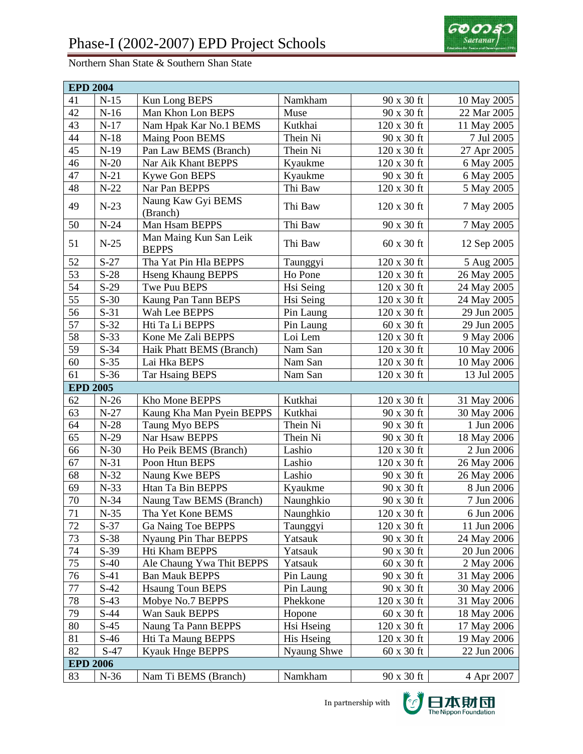# Phase-I (2002-2007) EPD Project Schools

Northern Shan State & Southern Shan State

| EPD 2004 | | | | | |
|---|---|---|---|---|---|
| 41 | N-15 | Kun Long BEPS | Namkham | 90 x 30 ft | 10 May 2005 |
| 42 | N-16 | Man Khon Lon BEPS | Muse | 90 x 30 ft | 22 Mar 2005 |
| 43 | N-17 | Nam Hpak Kar No.1 BEMS | Kutkhai | 120 x 30 ft | 11 May 2005 |
| 44 | N-18 | Maing Poon BEMS | Thein Ni | 90 x 30 ft | 7 Jul 2005 |
| 45 | N-19 | Pan Law BEMS (Branch) | Thein Ni | 120 x 30 ft | 27 Apr 2005 |
| 46 | N-20 | Nar Aik Khant BEPPS | Kyaukme | 120 x 30 ft | 6 May 2005 |
| 47 | N-21 | Kywe Gon BEPS | Kyaukme | 90 x 30 ft | 6 May 2005 |
| 48 | N-22 | Nar Pan BEPPS | Thi Baw | 120 x 30 ft | 5 May 2005 |
| 49 | N-23 | Naung Kaw Gyi BEMS (Branch) | Thi Baw | 120 x 30 ft | 7 May 2005 |
| 50 | N-24 | Man Hsam BEPPS | Thi Baw | 90 x 30 ft | 7 May 2005 |
| 51 | N-25 | Man Maing Kun San Leik BEPPS | Thi Baw | 60 x 30 ft | 12 Sep 2005 |
| 52 | S-27 | Tha Yat Pin Hla BEPPS | Taunggyi | 120 x 30 ft | 5 Aug 2005 |
| 53 | S-28 | Hseng Khaung BEPPS | Ho Pone | 120 x 30 ft | 26 May 2005 |
| 54 | S-29 | Twe Puu BEPS | Hsi Seing | 120 x 30 ft | 24 May 2005 |
| 55 | S-30 | Kaung Pan Tann BEPS | Hsi Seing | 120 x 30 ft | 24 May 2005 |
| 56 | S-31 | Wah Lee BEPPS | Pin Laung | 120 x 30 ft | 29 Jun 2005 |
| 57 | S-32 | Hti Ta Li BEPPS | Pin Laung | 60 x 30 ft | 29 Jun 2005 |
| 58 | S-33 | Kone Me Zali BEPPS | Loi Lem | 120 x 30 ft | 9 May 2006 |
| 59 | S-34 | Haik Phatt BEMS (Branch) | Nam San | 120 x 30 ft | 10 May 2006 |
| 60 | S-35 | Lai Hka BEPS | Nam San | 120 x 30 ft | 10 May 2006 |
| 61 | S-36 | Tar Hsaing BEPS | Nam San | 120 x 30 ft | 13 Jul 2005 |
| **EPD 2005** | | | | | |
| 62 | N-26 | Kho Mone BEPPS | Kutkhai | 120 x 30 ft | 31 May 2006 |
| 63 | N-27 | Kaung Kha Man Pyein BEPPS | Kutkhai | 90 x 30 ft | 30 May 2006 |
| 64 | N-28 | Taung Myo BEPS | Thein Ni | 90 x 30 ft | 1 Jun 2006 |
| 65 | N-29 | Nar Hsaw BEPPS | Thein Ni | 90 x 30 ft | 18 May 2006 |
| 66 | N-30 | Ho Peik BEMS (Branch) | Lashio | 120 x 30 ft | 2 Jun 2006 |
| 67 | N-31 | Poon Htun BEPS | Lashio | 120 x 30 ft | 26 May 2006 |
| 68 | N-32 | Naung Kwe BEPS | Lashio | 90 x 30 ft | 26 May 2006 |
| 69 | N-33 | Htan Ta Bin BEPPS | Kyaukme | 90 x 30 ft | 8 Jun 2006 |
| 70 | N-34 | Naung Taw BEMS (Branch) | Naunghkio | 90 x 30 ft | 7 Jun 2006 |
| 71 | N-35 | Tha Yet Kone BEMS | Naunghkio | 120 x 30 ft | 6 Jun 2006 |
| 72 | S-37 | Ga Naing Toe BEPPS | Taunggyi | 120 x 30 ft | 11 Jun 2006 |
| 73 | S-38 | Nyaung Pin Thar BEPPS | Yatsauk | 90 x 30 ft | 24 May 2006 |
| 74 | S-39 | Hti Kham BEPPS | Yatsauk | 90 x 30 ft | 20 Jun 2006 |
| 75 | S-40 | Ale Chaung Ywa Thit BEPPS | Yatsauk | 60 x 30 ft | 2 May 2006 |
| 76 | S-41 | Ban Mauk BEPPS | Pin Laung | 90 x 30 ft | 31 May 2006 |
| 77 | S-42 | Hsaung Toun BEPS | Pin Laung | 90 x 30 ft | 30 May 2006 |
| 78 | S-43 | Mobye No.7 BEPPS | Phekkone | 120 x 30 ft | 31 May 2006 |
| 79 | S-44 | Wan Sauk BEPPS | Hopone | 60 x 30 ft | 18 May 2006 |
| 80 | S-45 | Naung Ta Pann BEPPS | Hsi Hseing | 120 x 30 ft | 17 May 2006 |
| 81 | S-46 | Hti Ta Maung BEPPS | His Hseing | 120 x 30 ft | 19 May 2006 |
| 82 | S-47 | Kyauk Hnge BEPPS | Nyaung Shwe | 60 x 30 ft | 22 Jun 2006 |
| **EPD 2006** | | | | | |
| 83 | N-36 | Nam Ti BEMS (Branch) | Namkham | 90 x 30 ft | 4 Apr 2007 |

In partnership with The Nippon Foundation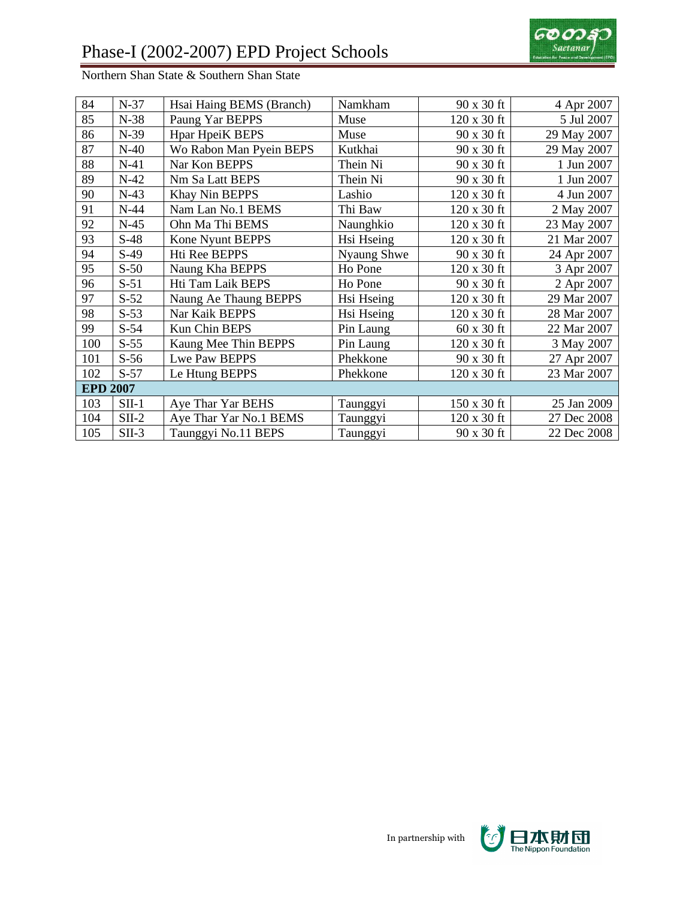# Phase-I (2002-2007) EPD Project Schools

Northern Shan State & Southern Shan State

| | | | | | |
|---|---|---|---|---|---|
| 84 | N-37 | Hsai Haing BEMS (Branch) | Namkham | 90 x 30 ft | 4 Apr 2007 |
| 85 | N-38 | Paung Yar BEPPS | Muse | 120 x 30 ft | 5 Jul 2007 |
| 86 | N-39 | Hpar HpeiK BEPS | Muse | 90 x 30 ft | 29 May 2007 |
| 87 | N-40 | Wo Rabon Man Pyein BEPS | Kutkhai | 90 x 30 ft | 29 May 2007 |
| 88 | N-41 | Nar Kon BEPPS | Thein Ni | 90 x 30 ft | 1 Jun 2007 |
| 89 | N-42 | Nm Sa Latt BEPS | Thein Ni | 90 x 30 ft | 1 Jun 2007 |
| 90 | N-43 | Khay Nin BEPPS | Lashio | 120 x 30 ft | 4 Jun 2007 |
| 91 | N-44 | Nam Lan No.1 BEMS | Thi Baw | 120 x 30 ft | 2 May 2007 |
| 92 | N-45 | Ohn Ma Thi BEMS | Naunghkio | 120 x 30 ft | 23 May 2007 |
| 93 | S-48 | Kone Nyunt BEPPS | Hsi Hseing | 120 x 30 ft | 21 Mar 2007 |
| 94 | S-49 | Hti Ree BEPPS | Nyaung Shwe | 90 x 30 ft | 24 Apr 2007 |
| 95 | S-50 | Naung Kha BEPPS | Ho Pone | 120 x 30 ft | 3 Apr 2007 |
| 96 | S-51 | Hti Tam Laik BEPS | Ho Pone | 90 x 30 ft | 2 Apr 2007 |
| 97 | S-52 | Naung Ae Thaung BEPPS | Hsi Hseing | 120 x 30 ft | 29 Mar 2007 |
| 98 | S-53 | Nar Kaik BEPPS | Hsi Hseing | 120 x 30 ft | 28 Mar 2007 |
| 99 | S-54 | Kun Chin BEPS | Pin Laung | 60 x 30 ft | 22 Mar 2007 |
| 100 | S-55 | Kaung Mee Thin BEPPS | Pin Laung | 120 x 30 ft | 3 May 2007 |
| 101 | S-56 | Lwe Paw BEPPS | Phekkone | 90 x 30 ft | 27 Apr 2007 |
| 102 | S-57 | Le Htung BEPPS | Phekkone | 120 x 30 ft | 23 Mar 2007 |
| **EPD 2007** | | | | | |
| 103 | SII-1 | Aye Thar Yar BEHS | Taunggyi | 150 x 30 ft | 25 Jan 2009 |
| 104 | SII-2 | Aye Thar Yar No.1 BEMS | Taunggyi | 120 x 30 ft | 27 Dec 2008 |
| 105 | SII-3 | Taunggyi No.11 BEPS | Taunggyi | 90 x 30 ft | 22 Dec 2008 |

In partnership with The Nippon Foundation